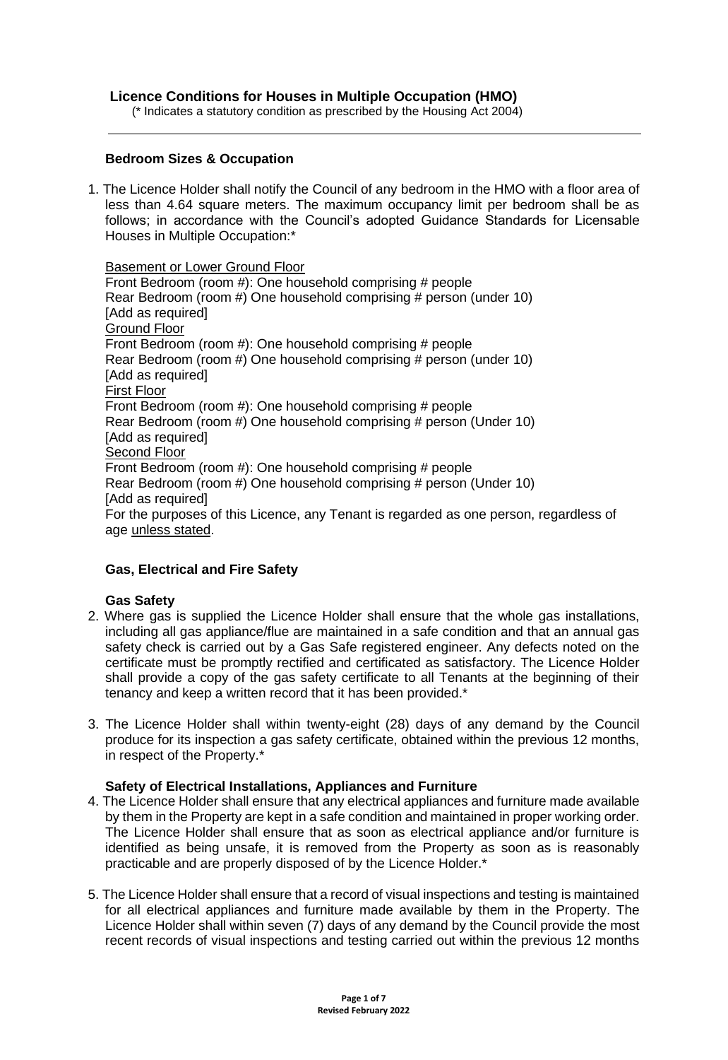# Licence Conditions for Houses in Multiple Occupation (HMO)

(* Indicates a statutory condition as prescribed by the Housing Act 2004)

## Bedroom Sizes & Occupation

1. The Licence Holder shall notify the Council of any bedroom in the HMO with a floor area of less than 4.64 square meters. The maximum occupancy limit per bedroom shall be as follows; in accordance with the Council's adopted Guidance Standards for Licensable Houses in Multiple Occupation:*

   Basement or Lower Ground Floor
   Front Bedroom (room #): One household comprising # people
   Rear Bedroom (room #) One household comprising # person (under 10)
   [Add as required]
   Ground Floor
   Front Bedroom (room #): One household comprising # people
   Rear Bedroom (room #) One household comprising # person (under 10)
   [Add as required]
   First Floor
   Front Bedroom (room #): One household comprising # people
   Rear Bedroom (room #) One household comprising # person (Under 10)
   [Add as required]
   Second Floor
   Front Bedroom (room #): One household comprising # people
   Rear Bedroom (room #) One household comprising # person (Under 10)
   [Add as required]
   For the purposes of this Licence, any Tenant is regarded as one person, regardless of age unless stated.

## Gas, Electrical and Fire Safety

### Gas Safety

2. Where gas is supplied the Licence Holder shall ensure that the whole gas installations, including all gas appliance/flue are maintained in a safe condition and that an annual gas safety check is carried out by a Gas Safe registered engineer. Any defects noted on the certificate must be promptly rectified and certificated as satisfactory. The Licence Holder shall provide a copy of the gas safety certificate to all Tenants at the beginning of their tenancy and keep a written record that it has been provided.*

3. The Licence Holder shall within twenty-eight (28) days of any demand by the Council produce for its inspection a gas safety certificate, obtained within the previous 12 months, in respect of the Property.*

### Safety of Electrical Installations, Appliances and Furniture

4. The Licence Holder shall ensure that any electrical appliances and furniture made available by them in the Property are kept in a safe condition and maintained in proper working order. The Licence Holder shall ensure that as soon as electrical appliance and/or furniture is identified as being unsafe, it is removed from the Property as soon as is reasonably practicable and are properly disposed of by the Licence Holder.*

5. The Licence Holder shall ensure that a record of visual inspections and testing is maintained for all electrical appliances and furniture made available by them in the Property. The Licence Holder shall within seven (7) days of any demand by the Council provide the most recent records of visual inspections and testing carried out within the previous 12 months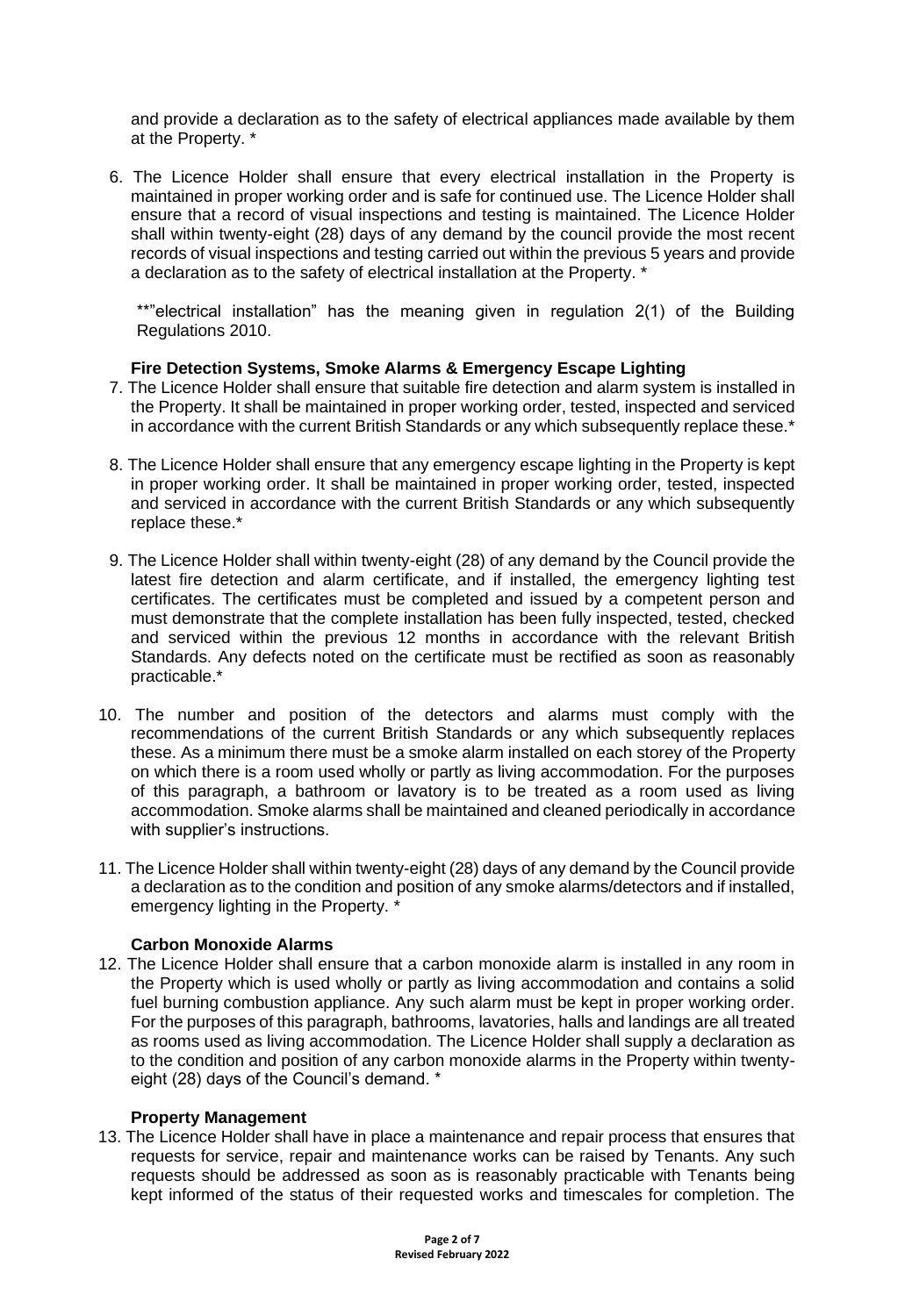and provide a declaration as to the safety of electrical appliances made available by them at the Property. *

6. The Licence Holder shall ensure that every electrical installation in the Property is maintained in proper working order and is safe for continued use. The Licence Holder shall ensure that a record of visual inspections and testing is maintained. The Licence Holder shall within twenty-eight (28) days of any demand by the council provide the most recent records of visual inspections and testing carried out within the previous 5 years and provide a declaration as to the safety of electrical installation at the Property. *

   **"electrical installation" has the meaning given in regulation 2(1) of the Building Regulations 2010.

**Fire Detection Systems, Smoke Alarms & Emergency Escape Lighting**

7. The Licence Holder shall ensure that suitable fire detection and alarm system is installed in the Property. It shall be maintained in proper working order, tested, inspected and serviced in accordance with the current British Standards or any which subsequently replace these.*

8. The Licence Holder shall ensure that any emergency escape lighting in the Property is kept in proper working order. It shall be maintained in proper working order, tested, inspected and serviced in accordance with the current British Standards or any which subsequently replace these.*

9. The Licence Holder shall within twenty-eight (28) of any demand by the Council provide the latest fire detection and alarm certificate, and if installed, the emergency lighting test certificates. The certificates must be completed and issued by a competent person and must demonstrate that the complete installation has been fully inspected, tested, checked and serviced within the previous 12 months in accordance with the relevant British Standards. Any defects noted on the certificate must be rectified as soon as reasonably practicable.*

10. The number and position of the detectors and alarms must comply with the recommendations of the current British Standards or any which subsequently replaces these. As a minimum there must be a smoke alarm installed on each storey of the Property on which there is a room used wholly or partly as living accommodation. For the purposes of this paragraph, a bathroom or lavatory is to be treated as a room used as living accommodation. Smoke alarms shall be maintained and cleaned periodically in accordance with supplier's instructions.

11. The Licence Holder shall within twenty-eight (28) days of any demand by the Council provide a declaration as to the condition and position of any smoke alarms/detectors and if installed, emergency lighting in the Property. *

**Carbon Monoxide Alarms**

12. The Licence Holder shall ensure that a carbon monoxide alarm is installed in any room in the Property which is used wholly or partly as living accommodation and contains a solid fuel burning combustion appliance. Any such alarm must be kept in proper working order. For the purposes of this paragraph, bathrooms, lavatories, halls and landings are all treated as rooms used as living accommodation. The Licence Holder shall supply a declaration as to the condition and position of any carbon monoxide alarms in the Property within twenty-eight (28) days of the Council's demand. *

**Property Management**

13. The Licence Holder shall have in place a maintenance and repair process that ensures that requests for service, repair and maintenance works can be raised by Tenants. Any such requests should be addressed as soon as is reasonably practicable with Tenants being kept informed of the status of their requested works and timescales for completion. The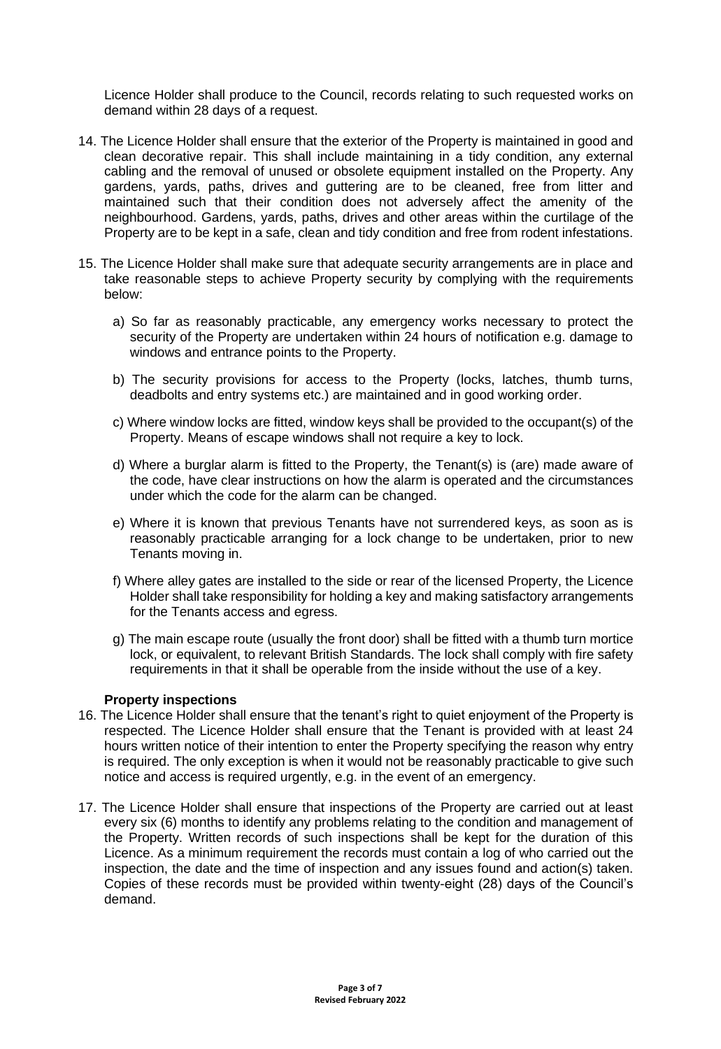Licence Holder shall produce to the Council, records relating to such requested works on demand within 28 days of a request.

14. The Licence Holder shall ensure that the exterior of the Property is maintained in good and clean decorative repair. This shall include maintaining in a tidy condition, any external cabling and the removal of unused or obsolete equipment installed on the Property. Any gardens, yards, paths, drives and guttering are to be cleaned, free from litter and maintained such that their condition does not adversely affect the amenity of the neighbourhood. Gardens, yards, paths, drives and other areas within the curtilage of the Property are to be kept in a safe, clean and tidy condition and free from rodent infestations.

15. The Licence Holder shall make sure that adequate security arrangements are in place and take reasonable steps to achieve Property security by complying with the requirements below:

    a) So far as reasonably practicable, any emergency works necessary to protect the security of the Property are undertaken within 24 hours of notification e.g. damage to windows and entrance points to the Property.

    b) The security provisions for access to the Property (locks, latches, thumb turns, deadbolts and entry systems etc.) are maintained and in good working order.

    c) Where window locks are fitted, window keys shall be provided to the occupant(s) of the Property. Means of escape windows shall not require a key to lock.

    d) Where a burglar alarm is fitted to the Property, the Tenant(s) is (are) made aware of the code, have clear instructions on how the alarm is operated and the circumstances under which the code for the alarm can be changed.

    e) Where it is known that previous Tenants have not surrendered keys, as soon as is reasonably practicable arranging for a lock change to be undertaken, prior to new Tenants moving in.

    f) Where alley gates are installed to the side or rear of the licensed Property, the Licence Holder shall take responsibility for holding a key and making satisfactory arrangements for the Tenants access and egress.

    g) The main escape route (usually the front door) shall be fitted with a thumb turn mortice lock, or equivalent, to relevant British Standards. The lock shall comply with fire safety requirements in that it shall be operable from the inside without the use of a key.

**Property inspections**

16. The Licence Holder shall ensure that the tenant's right to quiet enjoyment of the Property is respected. The Licence Holder shall ensure that the Tenant is provided with at least 24 hours written notice of their intention to enter the Property specifying the reason why entry is required. The only exception is when it would not be reasonably practicable to give such notice and access is required urgently, e.g. in the event of an emergency.

17. The Licence Holder shall ensure that inspections of the Property are carried out at least every six (6) months to identify any problems relating to the condition and management of the Property. Written records of such inspections shall be kept for the duration of this Licence. As a minimum requirement the records must contain a log of who carried out the inspection, the date and the time of inspection and any issues found and action(s) taken. Copies of these records must be provided within twenty-eight (28) days of the Council's demand.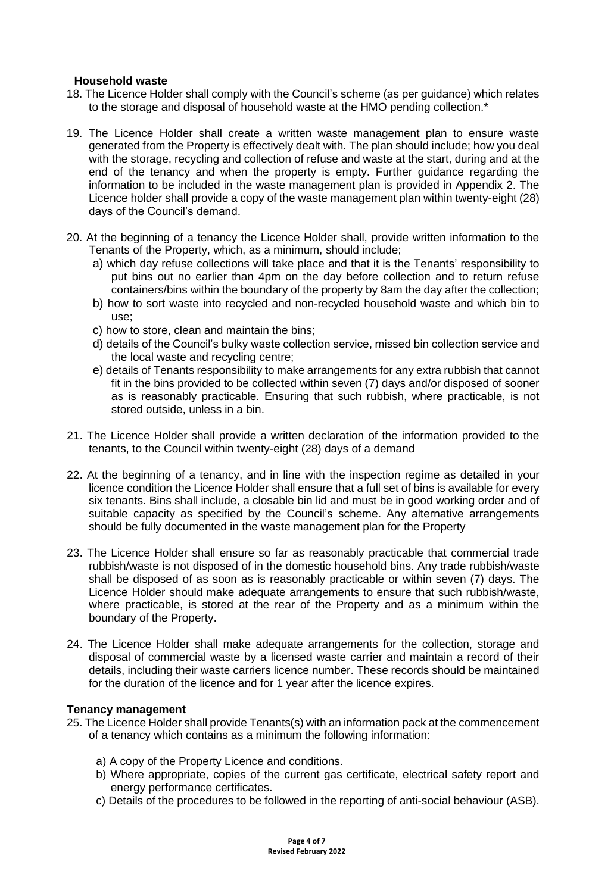**Household waste**

18. The Licence Holder shall comply with the Council's scheme (as per guidance) which relates to the storage and disposal of household waste at the HMO pending collection.*

19. The Licence Holder shall create a written waste management plan to ensure waste generated from the Property is effectively dealt with. The plan should include; how you deal with the storage, recycling and collection of refuse and waste at the start, during and at the end of the tenancy and when the property is empty. Further guidance regarding the information to be included in the waste management plan is provided in Appendix 2. The Licence holder shall provide a copy of the waste management plan within twenty-eight (28) days of the Council's demand.

20. At the beginning of a tenancy the Licence Holder shall, provide written information to the Tenants of the Property, which, as a minimum, should include;
    a) which day refuse collections will take place and that it is the Tenants' responsibility to put bins out no earlier than 4pm on the day before collection and to return refuse containers/bins within the boundary of the property by 8am the day after the collection;
    b) how to sort waste into recycled and non-recycled household waste and which bin to use;
    c) how to store, clean and maintain the bins;
    d) details of the Council's bulky waste collection service, missed bin collection service and the local waste and recycling centre;
    e) details of Tenants responsibility to make arrangements for any extra rubbish that cannot fit in the bins provided to be collected within seven (7) days and/or disposed of sooner as is reasonably practicable. Ensuring that such rubbish, where practicable, is not stored outside, unless in a bin.

21. The Licence Holder shall provide a written declaration of the information provided to the tenants, to the Council within twenty-eight (28) days of a demand

22. At the beginning of a tenancy, and in line with the inspection regime as detailed in your licence condition the Licence Holder shall ensure that a full set of bins is available for every six tenants. Bins shall include, a closable bin lid and must be in good working order and of suitable capacity as specified by the Council's scheme. Any alternative arrangements should be fully documented in the waste management plan for the Property

23. The Licence Holder shall ensure so far as reasonably practicable that commercial trade rubbish/waste is not disposed of in the domestic household bins. Any trade rubbish/waste shall be disposed of as soon as is reasonably practicable or within seven (7) days. The Licence Holder should make adequate arrangements to ensure that such rubbish/waste, where practicable, is stored at the rear of the Property and as a minimum within the boundary of the Property.

24. The Licence Holder shall make adequate arrangements for the collection, storage and disposal of commercial waste by a licensed waste carrier and maintain a record of their details, including their waste carriers licence number. These records should be maintained for the duration of the licence and for 1 year after the licence expires.

**Tenancy management**

25. The Licence Holder shall provide Tenants(s) with an information pack at the commencement of a tenancy which contains as a minimum the following information:
    a) A copy of the Property Licence and conditions.
    b) Where appropriate, copies of the current gas certificate, electrical safety report and energy performance certificates.
    c) Details of the procedures to be followed in the reporting of anti-social behaviour (ASB).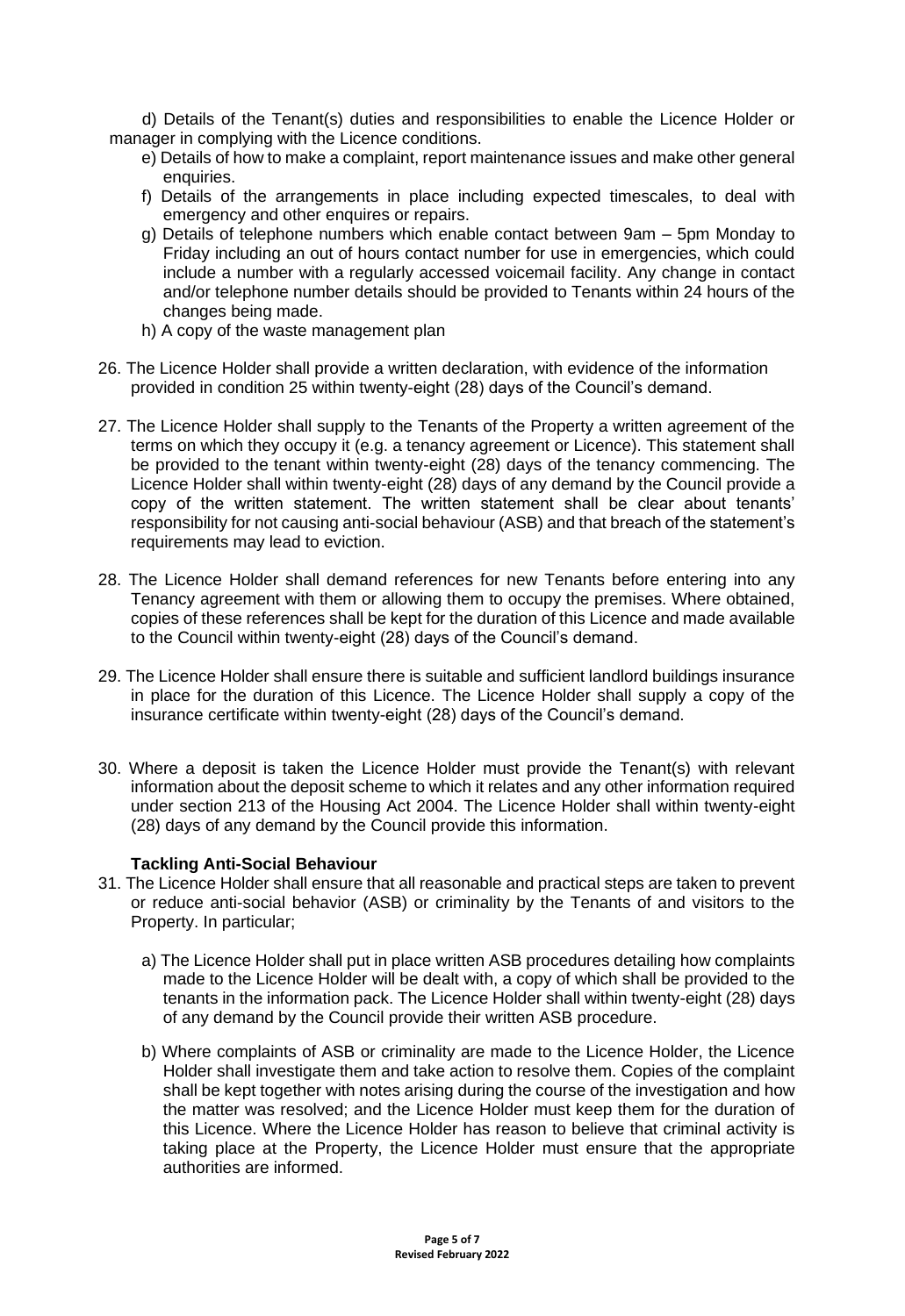d) Details of the Tenant(s) duties and responsibilities to enable the Licence Holder or manager in complying with the Licence conditions.

e) Details of how to make a complaint, report maintenance issues and make other general enquiries.

f) Details of the arrangements in place including expected timescales, to deal with emergency and other enquires or repairs.

g) Details of telephone numbers which enable contact between 9am – 5pm Monday to Friday including an out of hours contact number for use in emergencies, which could include a number with a regularly accessed voicemail facility. Any change in contact and/or telephone number details should be provided to Tenants within 24 hours of the changes being made.

h) A copy of the waste management plan

26. The Licence Holder shall provide a written declaration, with evidence of the information provided in condition 25 within twenty-eight (28) days of the Council's demand.

27. The Licence Holder shall supply to the Tenants of the Property a written agreement of the terms on which they occupy it (e.g. a tenancy agreement or Licence). This statement shall be provided to the tenant within twenty-eight (28) days of the tenancy commencing. The Licence Holder shall within twenty-eight (28) days of any demand by the Council provide a copy of the written statement. The written statement shall be clear about tenants' responsibility for not causing anti-social behaviour (ASB) and that breach of the statement's requirements may lead to eviction.

28. The Licence Holder shall demand references for new Tenants before entering into any Tenancy agreement with them or allowing them to occupy the premises. Where obtained, copies of these references shall be kept for the duration of this Licence and made available to the Council within twenty-eight (28) days of the Council's demand.

29. The Licence Holder shall ensure there is suitable and sufficient landlord buildings insurance in place for the duration of this Licence. The Licence Holder shall supply a copy of the insurance certificate within twenty-eight (28) days of the Council's demand.

30. Where a deposit is taken the Licence Holder must provide the Tenant(s) with relevant information about the deposit scheme to which it relates and any other information required under section 213 of the Housing Act 2004. The Licence Holder shall within twenty-eight (28) days of any demand by the Council provide this information.

### Tackling Anti-Social Behaviour

31. The Licence Holder shall ensure that all reasonable and practical steps are taken to prevent or reduce anti-social behavior (ASB) or criminality by the Tenants of and visitors to the Property. In particular;

    a) The Licence Holder shall put in place written ASB procedures detailing how complaints made to the Licence Holder will be dealt with, a copy of which shall be provided to the tenants in the information pack. The Licence Holder shall within twenty-eight (28) days of any demand by the Council provide their written ASB procedure.

    b) Where complaints of ASB or criminality are made to the Licence Holder, the Licence Holder shall investigate them and take action to resolve them. Copies of the complaint shall be kept together with notes arising during the course of the investigation and how the matter was resolved; and the Licence Holder must keep them for the duration of this Licence. Where the Licence Holder has reason to believe that criminal activity is taking place at the Property, the Licence Holder must ensure that the appropriate authorities are informed.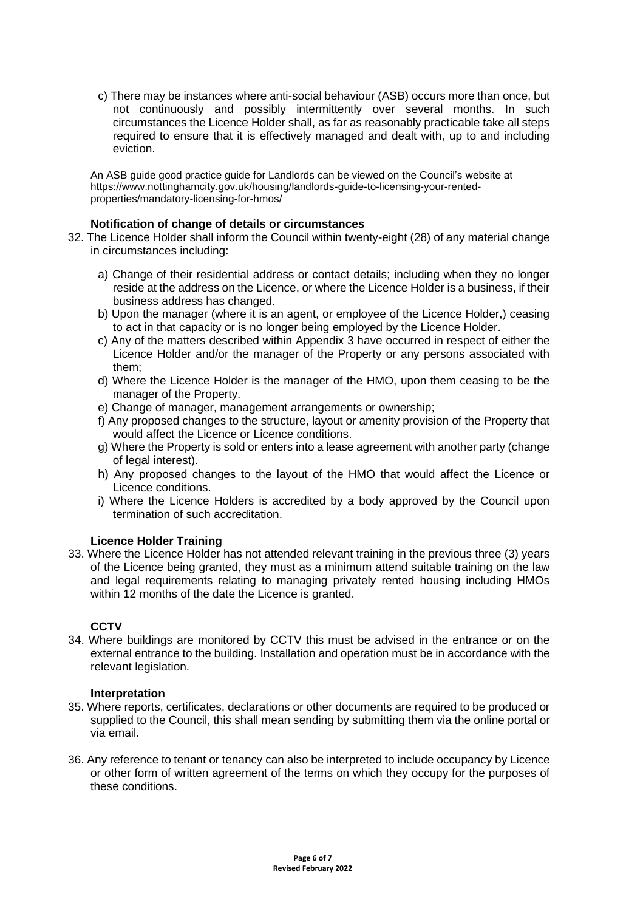c) There may be instances where anti-social behaviour (ASB) occurs more than once, but not continuously and possibly intermittently over several months. In such circumstances the Licence Holder shall, as far as reasonably practicable take all steps required to ensure that it is effectively managed and dealt with, up to and including eviction.

An ASB guide good practice guide for Landlords can be viewed on the Council's website at https://www.nottinghamcity.gov.uk/housing/landlords-guide-to-licensing-your-rented-properties/mandatory-licensing-for-hmos/

**Notification of change of details or circumstances**

32. The Licence Holder shall inform the Council within twenty-eight (28) of any material change in circumstances including:

    a) Change of their residential address or contact details; including when they no longer reside at the address on the Licence, or where the Licence Holder is a business, if their business address has changed.
    b) Upon the manager (where it is an agent, or employee of the Licence Holder,) ceasing to act in that capacity or is no longer being employed by the Licence Holder.
    c) Any of the matters described within Appendix 3 have occurred in respect of either the Licence Holder and/or the manager of the Property or any persons associated with them;
    d) Where the Licence Holder is the manager of the HMO, upon them ceasing to be the manager of the Property.
    e) Change of manager, management arrangements or ownership;
    f) Any proposed changes to the structure, layout or amenity provision of the Property that would affect the Licence or Licence conditions.
    g) Where the Property is sold or enters into a lease agreement with another party (change of legal interest).
    h) Any proposed changes to the layout of the HMO that would affect the Licence or Licence conditions.
    i) Where the Licence Holders is accredited by a body approved by the Council upon termination of such accreditation.

**Licence Holder Training**

33. Where the Licence Holder has not attended relevant training in the previous three (3) years of the Licence being granted, they must as a minimum attend suitable training on the law and legal requirements relating to managing privately rented housing including HMOs within 12 months of the date the Licence is granted.

**CCTV**

34. Where buildings are monitored by CCTV this must be advised in the entrance or on the external entrance to the building. Installation and operation must be in accordance with the relevant legislation.

**Interpretation**

35. Where reports, certificates, declarations or other documents are required to be produced or supplied to the Council, this shall mean sending by submitting them via the online portal or via email.

36. Any reference to tenant or tenancy can also be interpreted to include occupancy by Licence or other form of written agreement of the terms on which they occupy for the purposes of these conditions.

**Revised February 2022**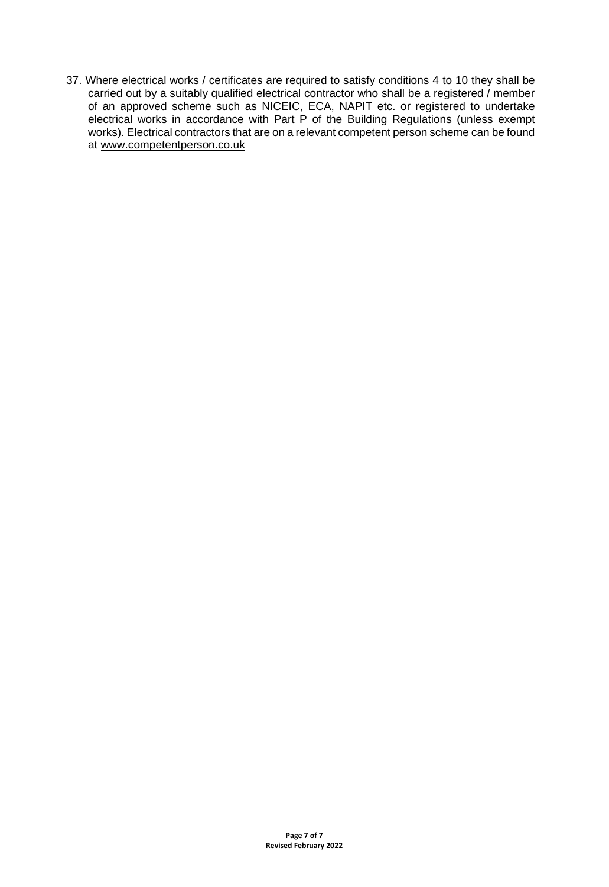37. Where electrical works / certificates are required to satisfy conditions 4 to 10 they shall be carried out by a suitably qualified electrical contractor who shall be a registered / member of an approved scheme such as NICEIC, ECA, NAPIT etc. or registered to undertake electrical works in accordance with Part P of the Building Regulations (unless exempt works). Electrical contractors that are on a relevant competent person scheme can be found at www.competentperson.co.uk

**Revised February 2022**